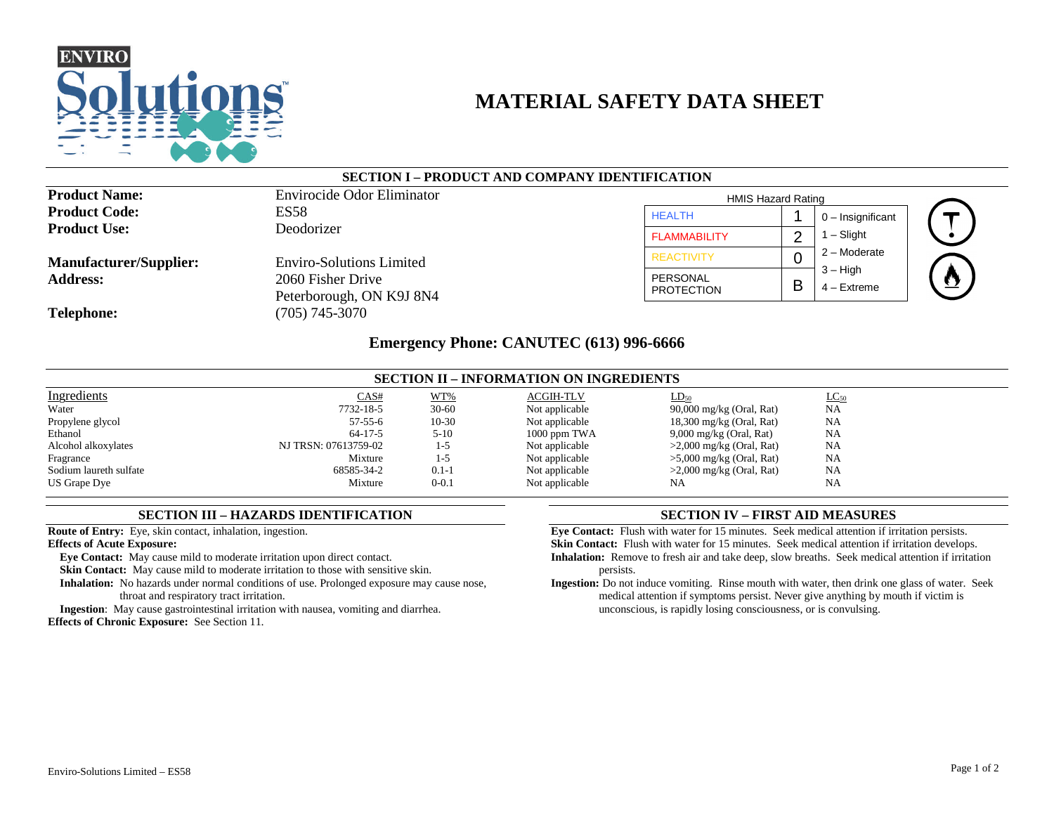# MATERIAL SAFETY DATA SHEET

## SECTION I – PRODUCT AND COMPANY IDENTIFICATION

**Product Name:** Envirocide Odor Eliminator
**Product Code:** ES58
**Product Use:** Deodorizer

**Manufacturer/Supplier:** Enviro-Solutions Limited
**Address:** 2060 Fisher Drive
Peterborough, ON K9J 8N4
**Telephone:** (705) 745-3070

HMIS Hazard Rating

| | | |
|---|---|---|
| HEALTH | 1 | 0 – Insignificant |
| FLAMMABILITY | 2 | 1 – Slight |
| REACTIVITY | 0 | 2 – Moderate |
| PERSONAL PROTECTION | B | 3 – High<br>4 – Extreme |

**Emergency Phone: CANUTEC (613) 996-6666**

## SECTION II – INFORMATION ON INGREDIENTS

| Ingredients | CAS# | WT% | ACGIH-TLV | $LD_{50}$ | $LC_{50}$ |
|---|---|---|---|---|---|
| Water | 7732-18-5 | 30-60 | Not applicable | 90,000 mg/kg (Oral, Rat) | NA |
| Propylene glycol | 57-55-6 | 10-30 | Not applicable | 18,300 mg/kg (Oral, Rat) | NA |
| Ethanol | 64-17-5 | 5-10 | 1000 ppm TWA | 9,000 mg/kg (Oral, Rat) | NA |
| Alcohol alkoxylates | NJ TRSN: 07613759-02 | 1-5 | Not applicable | >2,000 mg/kg (Oral, Rat) | NA |
| Fragrance | Mixture | 1-5 | Not applicable | >5,000 mg/kg (Oral, Rat) | NA |
| Sodium laureth sulfate | 68585-34-2 | 0.1-1 | Not applicable | >2,000 mg/kg (Oral, Rat) | NA |
| US Grape Dye | Mixture | 0-0.1 | Not applicable | NA | NA |

## SECTION III – HAZARDS IDENTIFICATION

**Route of Entry:** Eye, skin contact, inhalation, ingestion.
**Effects of Acute Exposure:**
**Eye Contact:** May cause mild to moderate irritation upon direct contact.
**Skin Contact:** May cause mild to moderate irritation to those with sensitive skin.
**Inhalation:** No hazards under normal conditions of use. Prolonged exposure may cause nose, throat and respiratory tract irritation.
**Ingestion**: May cause gastrointestinal irritation with nausea, vomiting and diarrhea.
**Effects of Chronic Exposure:** See Section 11.

## SECTION IV – FIRST AID MEASURES

**Eye Contact:** Flush with water for 15 minutes. Seek medical attention if irritation persists.
**Skin Contact:** Flush with water for 15 minutes. Seek medical attention if irritation develops.
**Inhalation:** Remove to fresh air and take deep, slow breaths. Seek medical attention if irritation persists.
**Ingestion:** Do not induce vomiting. Rinse mouth with water, then drink one glass of water. Seek medical attention if symptoms persist. Never give anything by mouth if victim is unconscious, is rapidly losing consciousness, or is convulsing.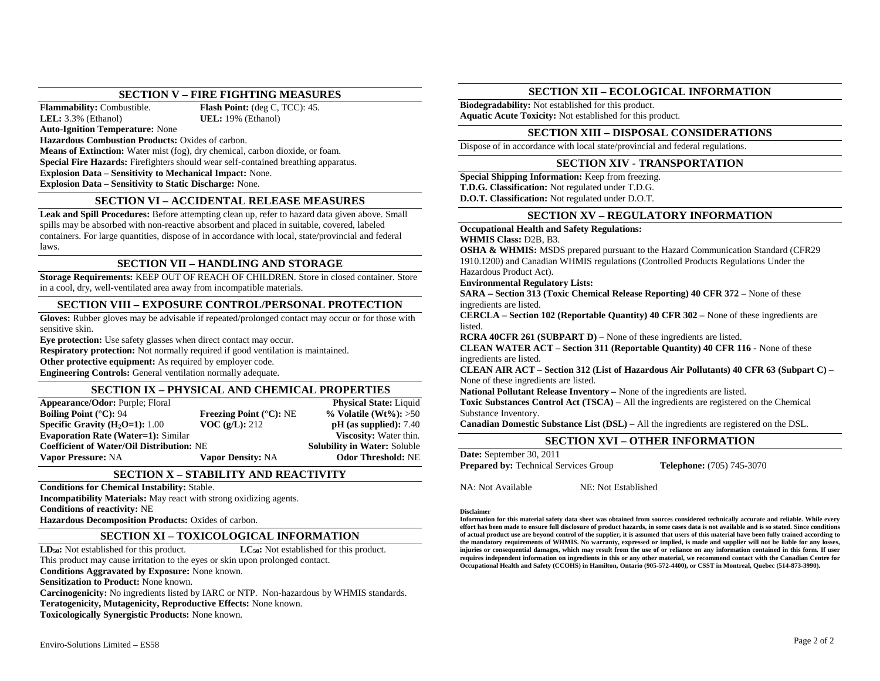## SECTION V – FIRE FIGHTING MEASURES

**Flammability:** Combustible. **Flash Point:** (deg C, TCC): 45.
**LEL:** 3.3% (Ethanol) **UEL:** 19% (Ethanol)
**Auto-Ignition Temperature:** None
**Hazardous Combustion Products:** Oxides of carbon.
**Means of Extinction:** Water mist (fog), dry chemical, carbon dioxide, or foam.
**Special Fire Hazards:** Firefighters should wear self-contained breathing apparatus.
**Explosion Data – Sensitivity to Mechanical Impact:** None.
**Explosion Data – Sensitivity to Static Discharge:** None.

## SECTION VI – ACCIDENTAL RELEASE MEASURES

**Leak and Spill Procedures:** Before attempting clean up, refer to hazard data given above. Small spills may be absorbed with non-reactive absorbent and placed in suitable, covered, labeled containers. For large quantities, dispose of in accordance with local, state/provincial and federal laws.

## SECTION VII – HANDLING AND STORAGE

**Storage Requirements:** KEEP OUT OF REACH OF CHILDREN. Store in closed container. Store in a cool, dry, well-ventilated area away from incompatible materials.

## SECTION VIII – EXPOSURE CONTROL/PERSONAL PROTECTION

**Gloves:** Rubber gloves may be advisable if repeated/prolonged contact may occur or for those with sensitive skin.
**Eye protection:** Use safety glasses when direct contact may occur.
**Respiratory protection:** Not normally required if good ventilation is maintained.
**Other protective equipment:** As required by employer code.
**Engineering Controls:** General ventilation normally adequate.

## SECTION IX – PHYSICAL AND CHEMICAL PROPERTIES

| | | |
|---|---|---|
| **Appearance/Odor:** Purple; Floral | | **Physical State:** Liquid |
| **Boiling Point (°C):** 94 | **Freezing Point (°C):** NE | **% Volatile (Wt%):** >50 |
| **Specific Gravity ($H_2O$=1):** 1.00 | **VOC (g/L):** 212 | **pH (as supplied):** 7.40 |
| **Evaporation Rate (Water=1):** Similar | | **Viscosity:** Water thin. |
| **Coefficient of Water/Oil Distribution:** NE | | **Solubility in Water:** Soluble |
| **Vapor Pressure:** NA | **Vapor Density:** NA | **Odor Threshold:** NE |

## SECTION X – STABILITY AND REACTIVITY

**Conditions for Chemical Instability:** Stable.
**Incompatibility Materials:** May react with strong oxidizing agents.
**Conditions of reactivity:** NE
**Hazardous Decomposition Products:** Oxides of carbon.

## SECTION XI – TOXICOLOGICAL INFORMATION

**$LD_{50}$:** Not established for this product. **$LC_{50}$:** Not established for this product.
This product may cause irritation to the eyes or skin upon prolonged contact.
**Conditions Aggravated by Exposure:** None known.
**Sensitization to Product:** None known.
**Carcinogenicity:** No ingredients listed by IARC or NTP. Non-hazardous by WHMIS standards.
**Teratogenicity, Mutagenicity, Reproductive Effects:** None known.
**Toxicologically Synergistic Products:** None known.

Enviro-Solutions Limited – ES58

## SECTION XII – ECOLOGICAL INFORMATION

**Biodegradability:** Not established for this product.
**Aquatic Acute Toxicity:** Not established for this product.

## SECTION XIII – DISPOSAL CONSIDERATIONS

Dispose of in accordance with local state/provincial and federal regulations.

## SECTION XIV - TRANSPORTATION

**Special Shipping Information:** Keep from freezing.
**T.D.G. Classification:** Not regulated under T.D.G.
**D.O.T. Classification:** Not regulated under D.O.T.

## SECTION XV – REGULATORY INFORMATION

**Occupational Health and Safety Regulations:**
**WHMIS Class:** D2B, B3.
**OSHA & WHMIS:** MSDS prepared pursuant to the Hazard Communication Standard (CFR29 1910.1200) and Canadian WHMIS regulations (Controlled Products Regulations Under the Hazardous Product Act).
**Environmental Regulatory Lists:**
**SARA – Section 313 (Toxic Chemical Release Reporting) 40 CFR 372** – None of these ingredients are listed.
**CERCLA – Section 102 (Reportable Quantity) 40 CFR 302 –** None of these ingredients are listed.
**RCRA 40CFR 261 (SUBPART D) –** None of these ingredients are listed.
**CLEAN WATER ACT – Section 311 (Reportable Quantity) 40 CFR 116** - None of these ingredients are listed.
**CLEAN AIR ACT – Section 312 (List of Hazardous Air Pollutants) 40 CFR 63 (Subpart C) –** None of these ingredients are listed.
**National Pollutant Release Inventory –** None of the ingredients are listed.
**Toxic Substances Control Act (TSCA) –** All the ingredients are registered on the Chemical Substance Inventory.
**Canadian Domestic Substance List (DSL) –** All the ingredients are registered on the DSL.

## SECTION XVI – OTHER INFORMATION

**Date:** September 30, 2011
**Prepared by:** Technical Services Group **Telephone:** (705) 745-3070

NA: Not Available NE: Not Established

**Disclaimer**

**Information for this material safety data sheet was obtained from sources considered technically accurate and reliable. While every effort has been made to ensure full disclosure of product hazards, in some cases data is not available and is so stated. Since conditions of actual product use are beyond control of the supplier, it is assumed that users of this material have been fully trained according to the mandatory requirements of WHMIS. No warranty, expressed or implied, is made and supplier will not be liable for any losses, injuries or consequential damages, which may result from the use of or reliance on any information contained in this form. If user requires independent information on ingredients in this or any other material, we recommend contact with the Canadian Centre for Occupational Health and Safety (CCOHS) in Hamilton, Ontario (905-572-4400), or CSST in Montreal, Quebec (514-873-3990).**